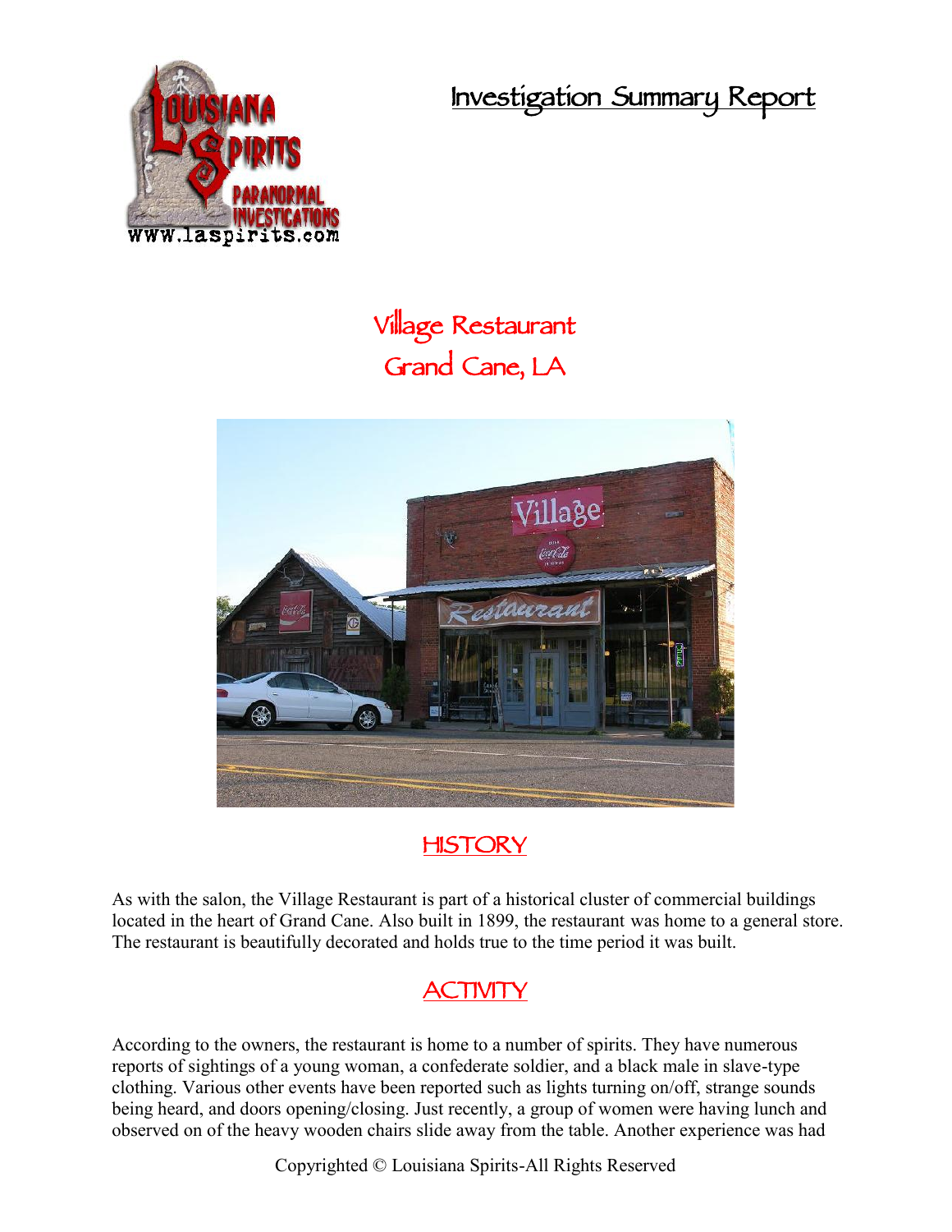# Investigation Summary Report

## Village Restaurant
## Grand Cane, LA

## HISTORY

As with the salon, the Village Restaurant is part of a historical cluster of commercial buildings located in the heart of Grand Cane. Also built in 1899, the restaurant was home to a general store. The restaurant is beautifully decorated and holds true to the time period it was built.

## ACTIVITY

According to the owners, the restaurant is home to a number of spirits. They have numerous reports of sightings of a young woman, a confederate soldier, and a black male in slave-type clothing. Various other events have been reported such as lights turning on/off, strange sounds being heard, and doors opening/closing. Just recently, a group of women were having lunch and observed on of the heavy wooden chairs slide away from the table. Another experience was had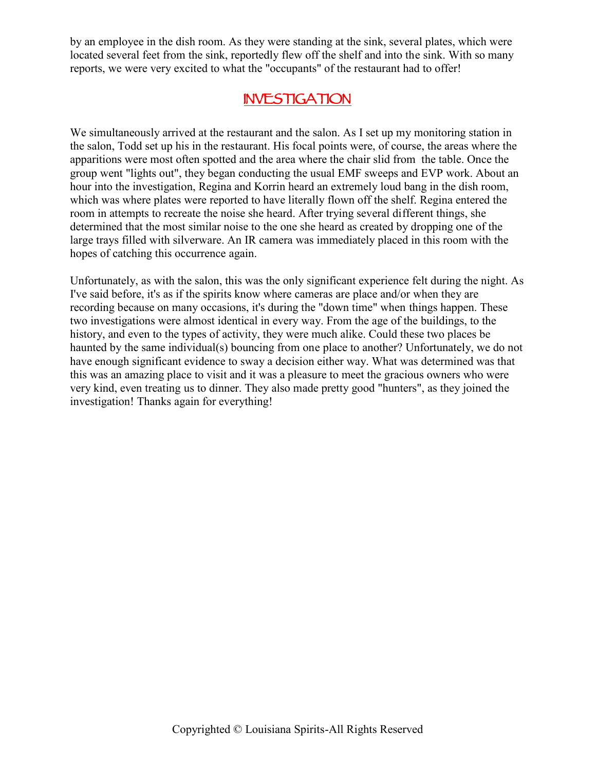by an employee in the dish room. As they were standing at the sink, several plates, which were located several feet from the sink, reportedly flew off the shelf and into the sink. With so many reports, we were very excited to what the "occupants" of the restaurant had to offer!

## INVESTIGATION

We simultaneously arrived at the restaurant and the salon. As I set up my monitoring station in the salon, Todd set up his in the restaurant. His focal points were, of course, the areas where the apparitions were most often spotted and the area where the chair slid from the table. Once the group went "lights out", they began conducting the usual EMF sweeps and EVP work. About an hour into the investigation, Regina and Korrin heard an extremely loud bang in the dish room, which was where plates were reported to have literally flown off the shelf. Regina entered the room in attempts to recreate the noise she heard. After trying several different things, she determined that the most similar noise to the one she heard as created by dropping one of the large trays filled with silverware. An IR camera was immediately placed in this room with the hopes of catching this occurrence again.

Unfortunately, as with the salon, this was the only significant experience felt during the night. As I've said before, it's as if the spirits know where cameras are place and/or when they are recording because on many occasions, it's during the "down time" when things happen. These two investigations were almost identical in every way. From the age of the buildings, to the history, and even to the types of activity, they were much alike. Could these two places be haunted by the same individual(s) bouncing from one place to another? Unfortunately, we do not have enough significant evidence to sway a decision either way. What was determined was that this was an amazing place to visit and it was a pleasure to meet the gracious owners who were very kind, even treating us to dinner. They also made pretty good "hunters", as they joined the investigation! Thanks again for everything!

Copyrighted © Louisiana Spirits-All Rights Reserved